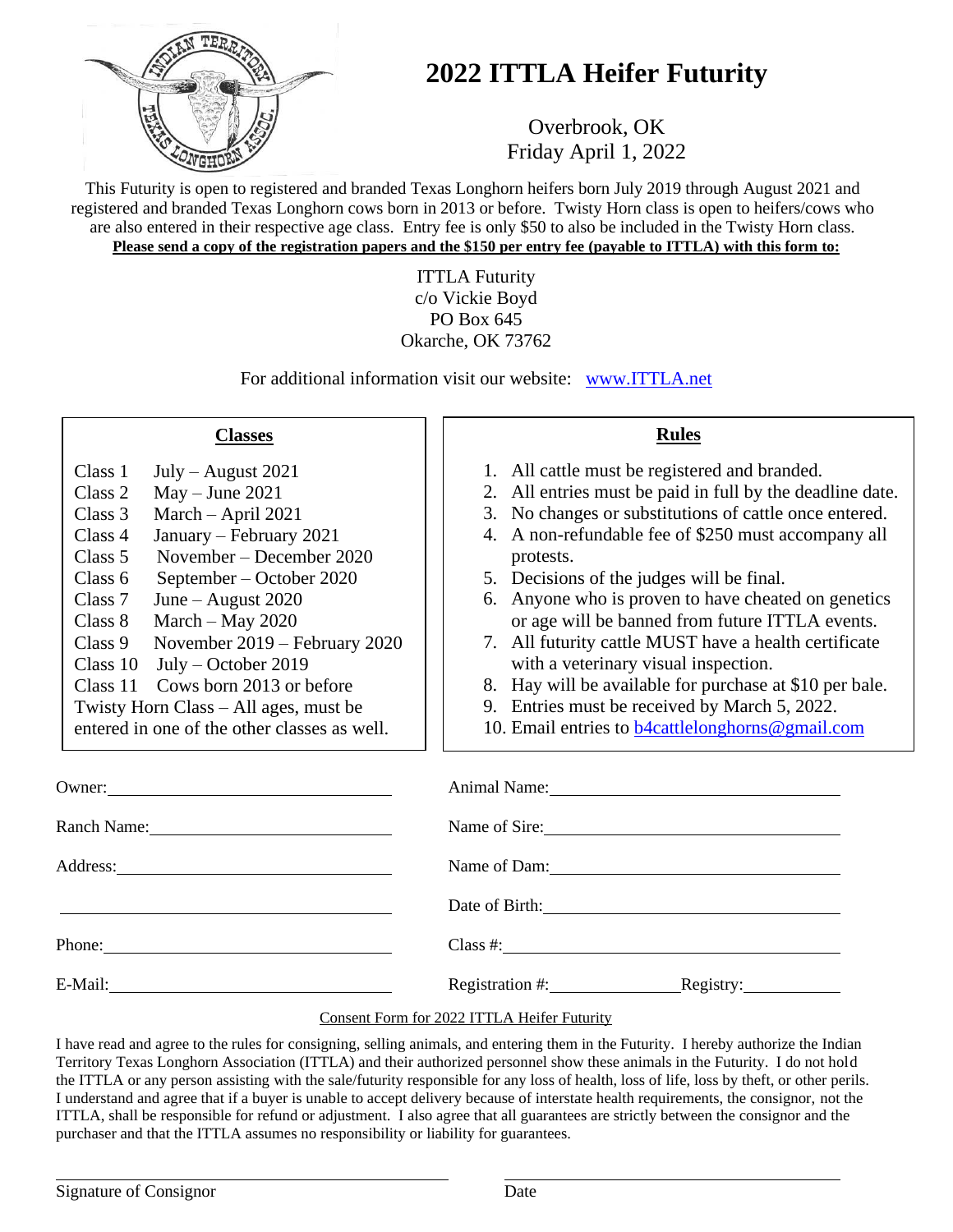# 2022 ITTLA Heifer Futurity

Overbrook, OK
Friday April 1, 2022

This Futurity is open to registered and branded Texas Longhorn heifers born July 2019 through August 2021 and registered and branded Texas Longhorn cows born in 2013 or before. Twisty Horn class is open to heifers/cows who are also entered in their respective age class. Entry fee is only $50 to also be included in the Twisty Horn class.

**Please send a copy of the registration papers and the $150 per entry fee (payable to ITTLA) with this form to:**

ITTLA Futurity
c/o Vickie Boyd
PO Box 645
Okarche, OK 73762

For additional information visit our website: www.ITTLA.net

## Classes

| | |
|---|---|
| Class 1 | July – August 2021 |
| Class 2 | May – June 2021 |
| Class 3 | March – April 2021 |
| Class 4 | January – February 2021 |
| Class 5 | November – December 2020 |
| Class 6 | September – October 2020 |
| Class 7 | June – August 2020 |
| Class 8 | March – May 2020 |
| Class 9 | November 2019 – February 2020 |
| Class 10 | July – October 2019 |
| Class 11 | Cows born 2013 or before |

Twisty Horn Class – All ages, must be entered in one of the other classes as well.

## Rules

1. All cattle must be registered and branded.
2. All entries must be paid in full by the deadline date.
3. No changes or substitutions of cattle once entered.
4. A non-refundable fee of $250 must accompany all protests.
5. Decisions of the judges will be final.
6. Anyone who is proven to have cheated on genetics or age will be banned from future ITTLA events.
7. All futurity cattle MUST have a health certificate with a veterinary visual inspection.
8. Hay will be available for purchase at $10 per bale.
9. Entries must be received by March 5, 2022.
10. Email entries to b4cattlelonghorns@gmail.com

Owner: ______________________

Ranch Name: ______________________

Address: ______________________

______________________

Phone: ______________________

E-Mail: ______________________

Animal Name: ______________________

Name of Sire: ______________________

Name of Dam: ______________________

Date of Birth: ______________________

Class #: ______________________

Registration #: ____________ Registry: ____________

Consent Form for 2022 ITTLA Heifer Futurity

I have read and agree to the rules for consigning, selling animals, and entering them in the Futurity. I hereby authorize the Indian Territory Texas Longhorn Association (ITTLA) and their authorized personnel show these animals in the Futurity. I do not hold the ITTLA or any person assisting with the sale/futurity responsible for any loss of health, loss of life, loss by theft, or other perils. I understand and agree that if a buyer is unable to accept delivery because of interstate health requirements, the consignor, not the ITTLA, shall be responsible for refund or adjustment. I also agree that all guarantees are strictly between the consignor and the purchaser and that the ITTLA assumes no responsibility or liability for guarantees.

______________________ ______________________

Signature of Consignor Date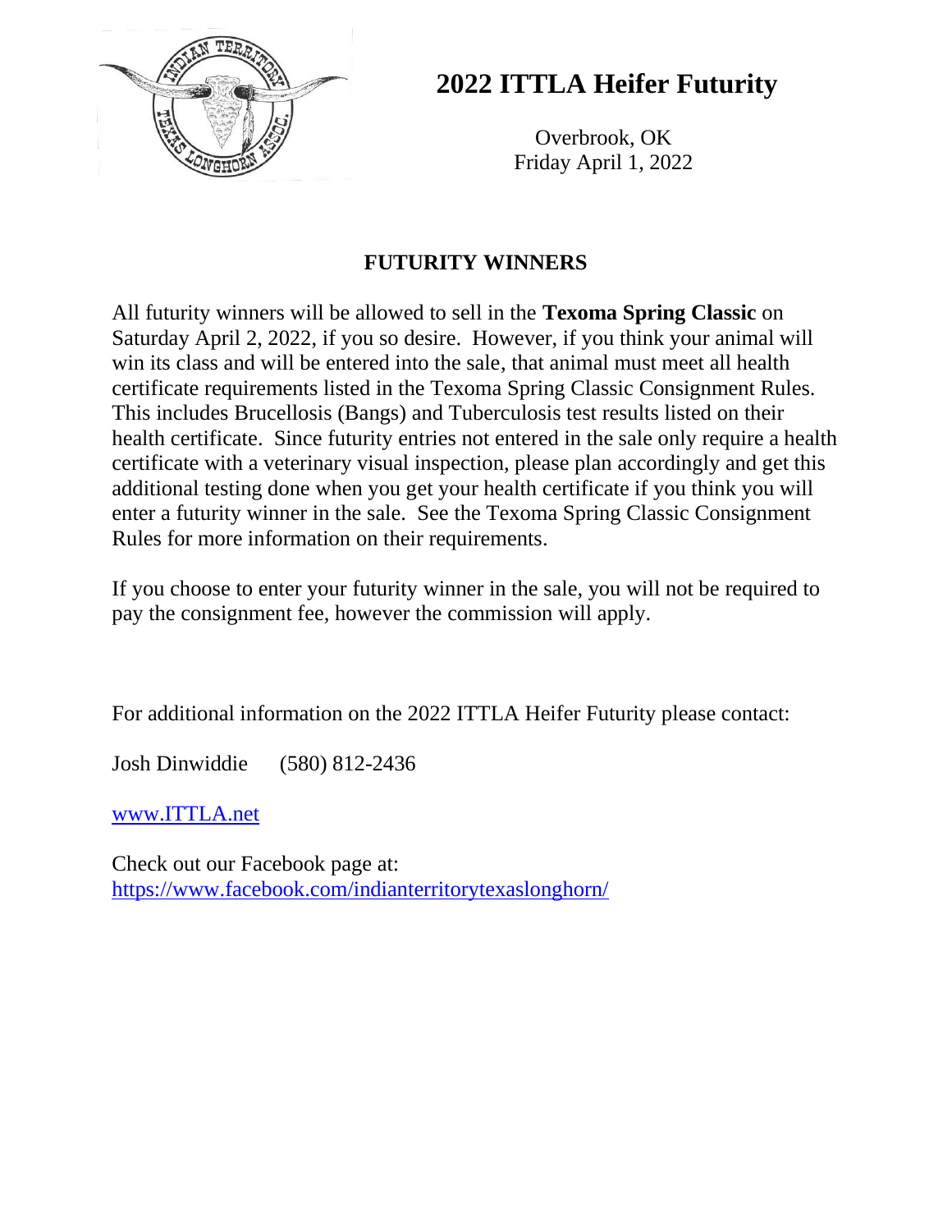# 2022 ITTLA Heifer Futurity

Overbrook, OK
Friday April 1, 2022

## FUTURITY WINNERS

All futurity winners will be allowed to sell in the **Texoma Spring Classic** on Saturday April 2, 2022, if you so desire. However, if you think your animal will win its class and will be entered into the sale, that animal must meet all health certificate requirements listed in the Texoma Spring Classic Consignment Rules. This includes Brucellosis (Bangs) and Tuberculosis test results listed on their health certificate. Since futurity entries not entered in the sale only require a health certificate with a veterinary visual inspection, please plan accordingly and get this additional testing done when you get your health certificate if you think you will enter a futurity winner in the sale. See the Texoma Spring Classic Consignment Rules for more information on their requirements.

If you choose to enter your futurity winner in the sale, you will not be required to pay the consignment fee, however the commission will apply.

For additional information on the 2022 ITTLA Heifer Futurity please contact:

Josh Dinwiddie (580) 812-2436

www.ITTLA.net

Check out our Facebook page at:
https://www.facebook.com/indianterritorytexaslonghorn/